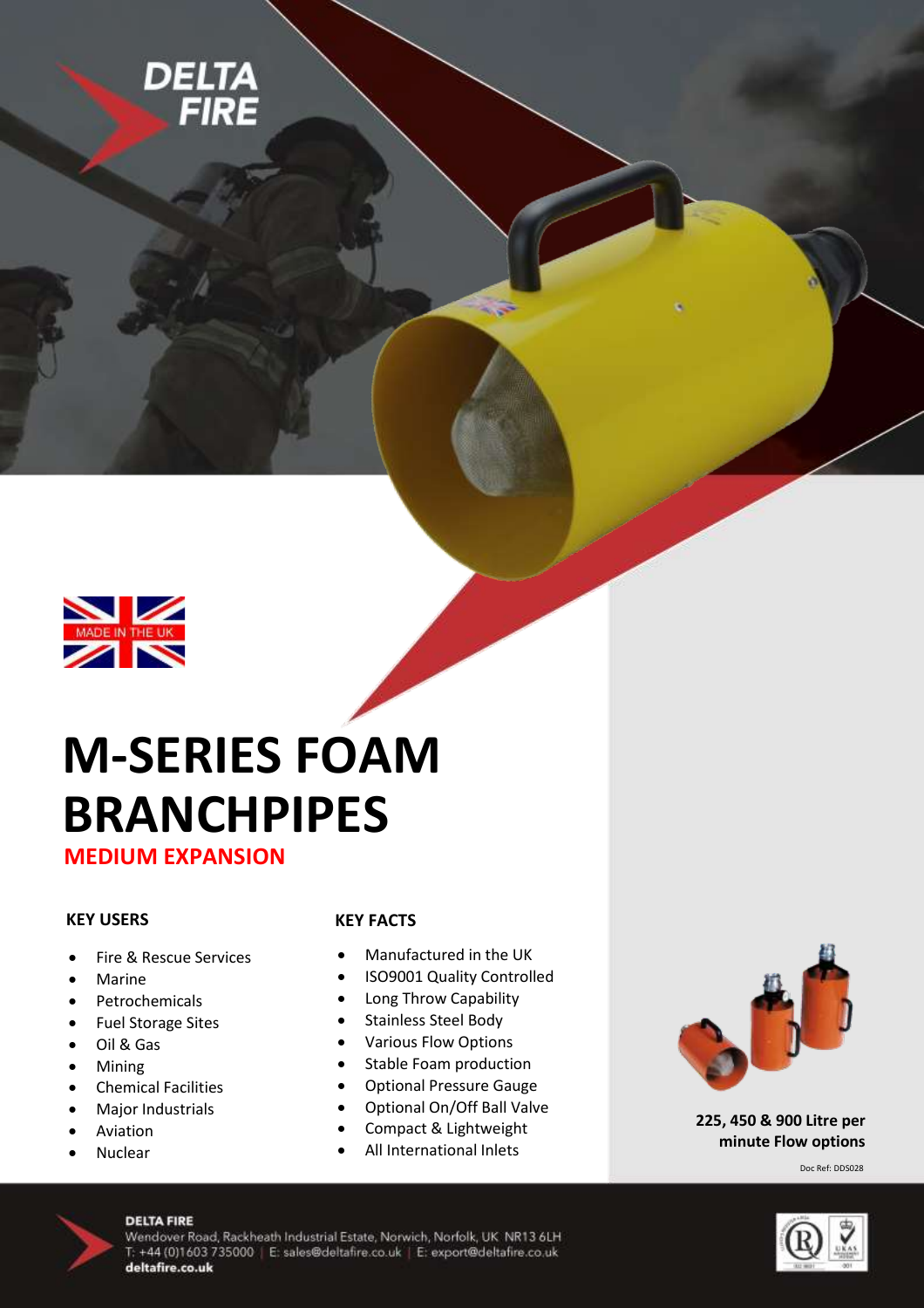# M-SERIES FOAM BRANCHPIPES

## MEDIUM EXPANSION

### KEY USERS

- Fire & Rescue Services
- Marine
- Petrochemicals
- Fuel Storage Sites
- Oil & Gas
- Mining
- Chemical Facilities
- Major Industrials
- Aviation
- Nuclear

### KEY FACTS

- Manufactured in the UK
- ISO9001 Quality Controlled
- Long Throw Capability
- Stainless Steel Body
- Various Flow Options
- Stable Foam production
- Optional Pressure Gauge
- Optional On/Off Ball Valve
- Compact & Lightweight
- All International Inlets

**225, 450 & 900 Litre per minute Flow options**

Doc Ref: DDS028

**DELTA FIRE**
Wendover Road, Rackheath Industrial Estate, Norwich, Norfolk, UK NR13 6LH
T: +44 (0)1603 735000 | E: sales@deltafire.co.uk | E: export@deltafire.co.uk
**deltafire.co.uk**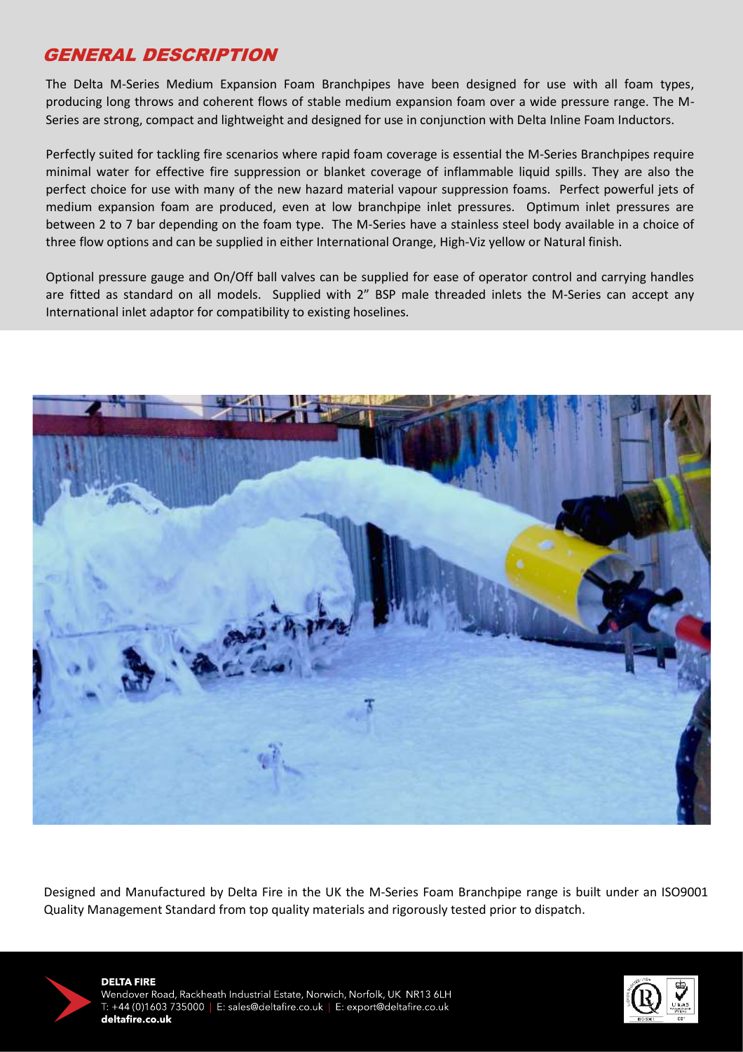## GENERAL DESCRIPTION

The Delta M-Series Medium Expansion Foam Branchpipes have been designed for use with all foam types, producing long throws and coherent flows of stable medium expansion foam over a wide pressure range. The M-Series are strong, compact and lightweight and designed for use in conjunction with Delta Inline Foam Inductors.

Perfectly suited for tackling fire scenarios where rapid foam coverage is essential the M-Series Branchpipes require minimal water for effective fire suppression or blanket coverage of inflammable liquid spills. They are also the perfect choice for use with many of the new hazard material vapour suppression foams. Perfect powerful jets of medium expansion foam are produced, even at low branchpipe inlet pressures. Optimum inlet pressures are between 2 to 7 bar depending on the foam type. The M-Series have a stainless steel body available in a choice of three flow options and can be supplied in either International Orange, High-Viz yellow or Natural finish.

Optional pressure gauge and On/Off ball valves can be supplied for ease of operator control and carrying handles are fitted as standard on all models. Supplied with 2" BSP male threaded inlets the M-Series can accept any International inlet adaptor for compatibility to existing hoselines.

Designed and Manufactured by Delta Fire in the UK the M-Series Foam Branchpipe range is built under an ISO9001 Quality Management Standard from top quality materials and rigorously tested prior to dispatch.

**DELTA FIRE**
Wendover Road, Rackheath Industrial Estate, Norwich, Norfolk, UK NR13 6LH
T: +44 (0)1603 735000 | E: sales@deltafire.co.uk | E: export@deltafire.co.uk
**deltafire.co.uk**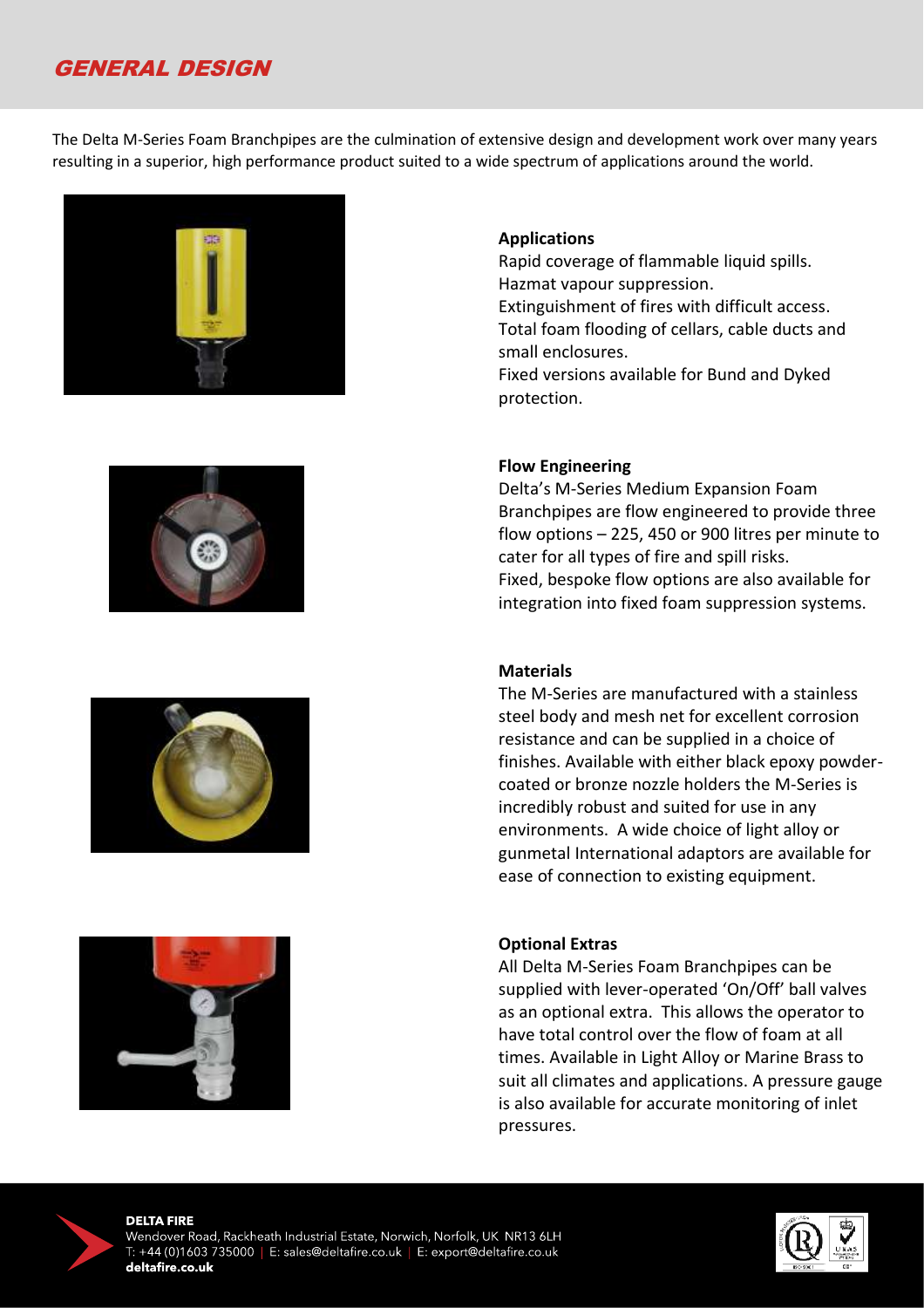# GENERAL DESIGN

The Delta M-Series Foam Branchpipes are the culmination of extensive design and development work over many years resulting in a superior, high performance product suited to a wide spectrum of applications around the world.

**Applications**

Rapid coverage of flammable liquid spills.
Hazmat vapour suppression.
Extinguishment of fires with difficult access.
Total foam flooding of cellars, cable ducts and small enclosures.
Fixed versions available for Bund and Dyked protection.

**Flow Engineering**

Delta's M-Series Medium Expansion Foam Branchpipes are flow engineered to provide three flow options – 225, 450 or 900 litres per minute to cater for all types of fire and spill risks.
Fixed, bespoke flow options are also available for integration into fixed foam suppression systems.

**Materials**

The M-Series are manufactured with a stainless steel body and mesh net for excellent corrosion resistance and can be supplied in a choice of finishes. Available with either black epoxy powder-coated or bronze nozzle holders the M-Series is incredibly robust and suited for use in any environments. A wide choice of light alloy or gunmetal International adaptors are available for ease of connection to existing equipment.

**Optional Extras**

All Delta M-Series Foam Branchpipes can be supplied with lever-operated 'On/Off' ball valves as an optional extra. This allows the operator to have total control over the flow of foam at all times. Available in Light Alloy or Marine Brass to suit all climates and applications. A pressure gauge is also available for accurate monitoring of inlet pressures.

**DELTA FIRE**
Wendover Road, Rackheath Industrial Estate, Norwich, Norfolk, UK NR13 6LH
T: +44 (0)1603 735000 | E: sales@deltafire.co.uk | E: export@deltafire.co.uk
**deltafire.co.uk**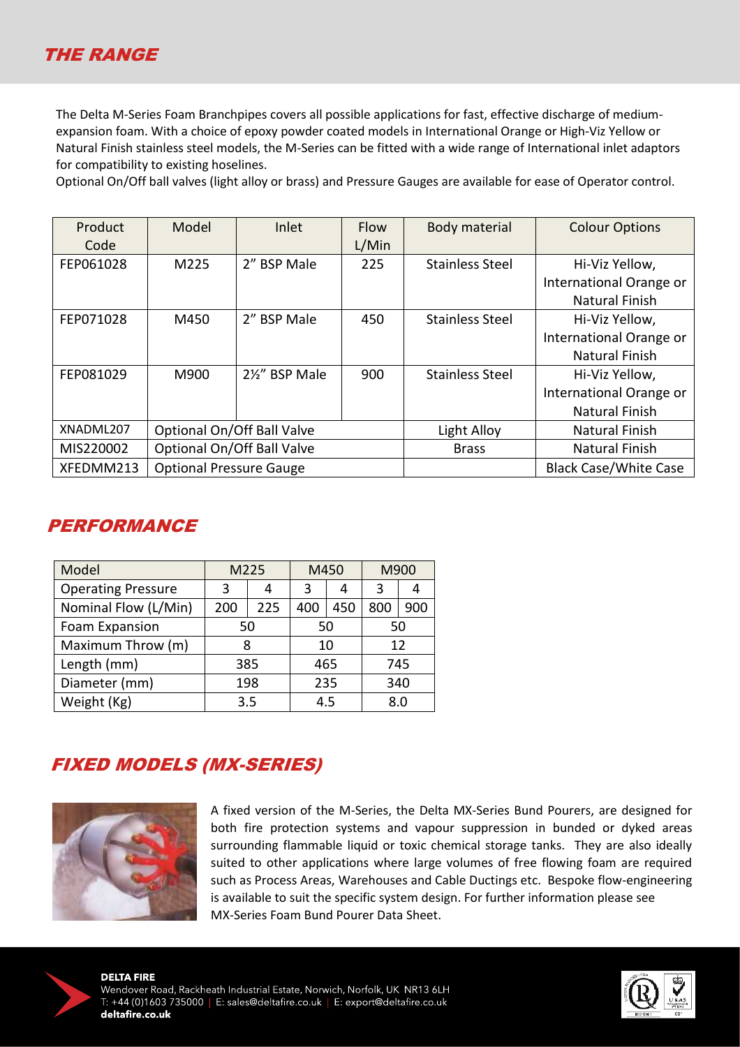## THE RANGE

The Delta M-Series Foam Branchpipes covers all possible applications for fast, effective discharge of medium-expansion foam. With a choice of epoxy powder coated models in International Orange or High-Viz Yellow or Natural Finish stainless steel models, the M-Series can be fitted with a wide range of International inlet adaptors for compatibility to existing hoselines.

Optional On/Off ball valves (light alloy or brass) and Pressure Gauges are available for ease of Operator control.

| Product Code | Model | Inlet | Flow L/Min | Body material | Colour Options |
|---|---|---|---|---|---|
| FEP061028 | M225 | 2" BSP Male | 225 | Stainless Steel | Hi-Viz Yellow, International Orange or Natural Finish |
| FEP071028 | M450 | 2" BSP Male | 450 | Stainless Steel | Hi-Viz Yellow, International Orange or Natural Finish |
| FEP081029 | M900 | 2½" BSP Male | 900 | Stainless Steel | Hi-Viz Yellow, International Orange or Natural Finish |
| XNADML207 | Optional On/Off Ball Valve | | | Light Alloy | Natural Finish |
| MIS220002 | Optional On/Off Ball Valve | | | Brass | Natural Finish |
| XFEDMM213 | Optional Pressure Gauge | | | | Black Case/White Case |

## PERFORMANCE

| Model | M225 | | M450 | | M900 | |
|---|---|---|---|---|---|---|
| Operating Pressure | 3 | 4 | 3 | 4 | 3 | 4 |
| Nominal Flow (L/Min) | 200 | 225 | 400 | 450 | 800 | 900 |
| Foam Expansion | 50 | | 50 | | 50 | |
| Maximum Throw (m) | 8 | | 10 | | 12 | |
| Length (mm) | 385 | | 465 | | 745 | |
| Diameter (mm) | 198 | | 235 | | 340 | |
| Weight (Kg) | 3.5 | | 4.5 | | 8.0 | |

## FIXED MODELS (MX-SERIES)

A fixed version of the M-Series, the Delta MX-Series Bund Pourers, are designed for both fire protection systems and vapour suppression in bunded or dyked areas surrounding flammable liquid or toxic chemical storage tanks. They are also ideally suited to other applications where large volumes of free flowing foam are required such as Process Areas, Warehouses and Cable Ductings etc. Bespoke flow-engineering is available to suit the specific system design. For further information please see MX-Series Foam Bund Pourer Data Sheet.

**DELTA FIRE**
Wendover Road, Rackheath Industrial Estate, Norwich, Norfolk, UK NR13 6LH
T: +44 (0)1603 735000 | E: sales@deltafire.co.uk | E: export@deltafire.co.uk
**deltafire.co.uk**